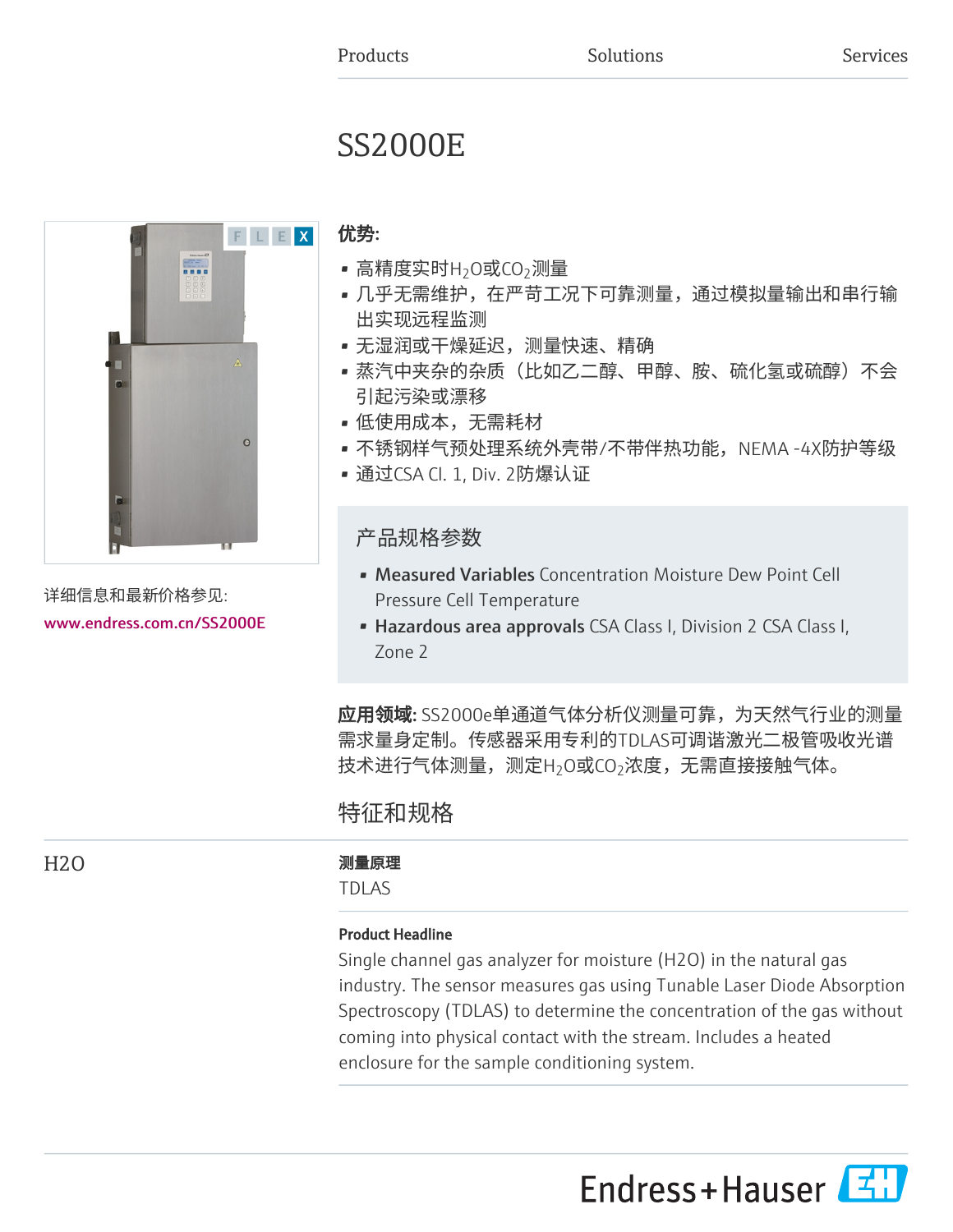Products　　Solutions　　Services

# SS2000E

详细信息和最新价格参见:
www.endress.com.cn/SS2000E

**优势:**

- 高精度实时$H_2O$或$CO_2$测量
- 几乎无需维护，在严苛工况下可靠测量，通过模拟量输出和串行输出实现远程监测
- 无湿润或干燥延迟，测量快速、精确
- 蒸汽中夹杂的杂质（比如乙二醇、甲醇、胺、硫化氢或硫醇）不会引起污染或漂移
- 低使用成本，无需耗材
- 不锈钢样气预处理系统外壳带/不带伴热功能，NEMA -4X防护等级
- 通过CSA Cl. 1, Div. 2防爆认证

## 产品规格参数

- **Measured Variables** Concentration Moisture Dew Point Cell Pressure Cell Temperature
- **Hazardous area approvals** CSA Class I, Division 2 CSA Class I, Zone 2

**应用领域:** SS2000e单通道气体分析仪测量可靠，为天然气行业的测量需求量身定制。传感器采用专利的TDLAS可调谐激光二极管吸收光谱技术进行气体测量，测定$H_2O$或$CO_2$浓度，无需直接接触气体。

## 特征和规格

### H2O

**测量原理**

TDLAS

**Product Headline**

Single channel gas analyzer for moisture (H2O) in the natural gas industry. The sensor measures gas using Tunable Laser Diode Absorption Spectroscopy (TDLAS) to determine the concentration of the gas without coming into physical contact with the stream. Includes a heated enclosure for the sample conditioning system.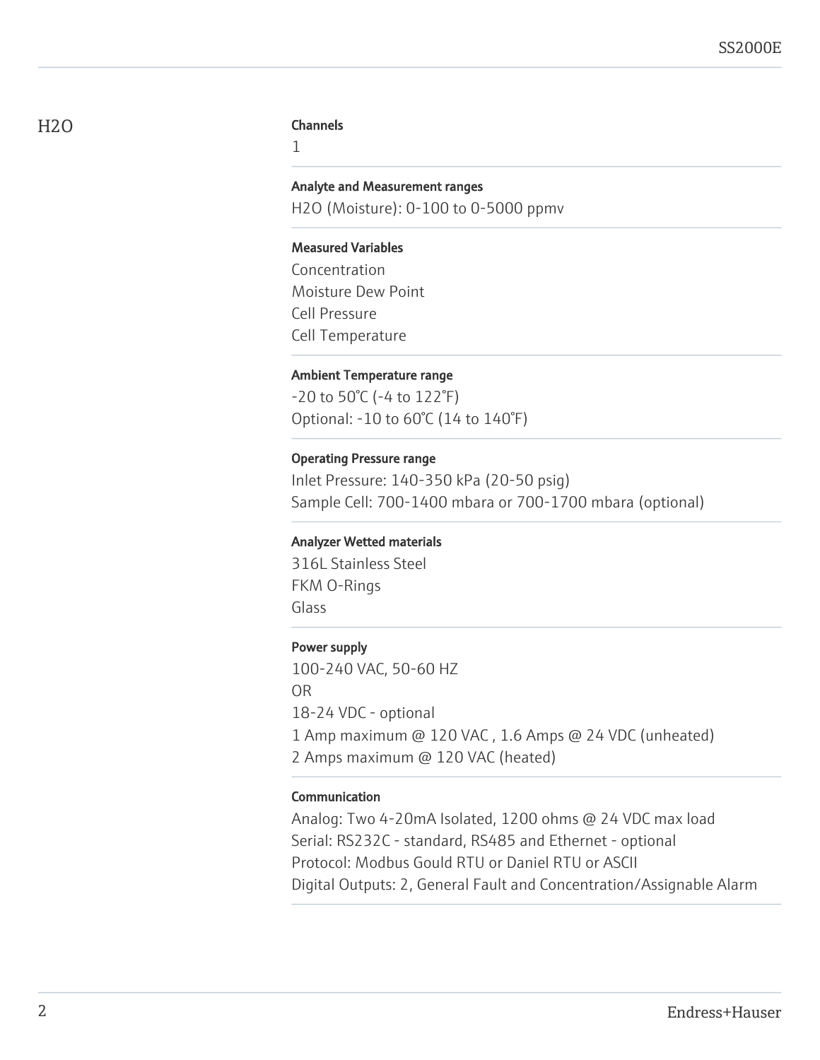## H2O

### Channels

1

### Analyte and Measurement ranges

H2O (Moisture): 0-100 to 0-5000 ppmv

### Measured Variables

Concentration
Moisture Dew Point
Cell Pressure
Cell Temperature

### Ambient Temperature range

-20 to 50°C (-4 to 122°F)
Optional: -10 to 60°C (14 to 140°F)

### Operating Pressure range

Inlet Pressure: 140-350 kPa (20-50 psig)
Sample Cell: 700-1400 mbara or 700-1700 mbara (optional)

### Analyzer Wetted materials

316L Stainless Steel
FKM O-Rings
Glass

### Power supply

100-240 VAC, 50-60 HZ
OR
18-24 VDC - optional
1 Amp maximum @ 120 VAC , 1.6 Amps @ 24 VDC (unheated)
2 Amps maximum @ 120 VAC (heated)

### Communication

Analog: Two 4-20mA Isolated, 1200 ohms @ 24 VDC max load
Serial: RS232C - standard, RS485 and Ethernet - optional
Protocol: Modbus Gould RTU or Daniel RTU or ASCII
Digital Outputs: 2, General Fault and Concentration/Assignable Alarm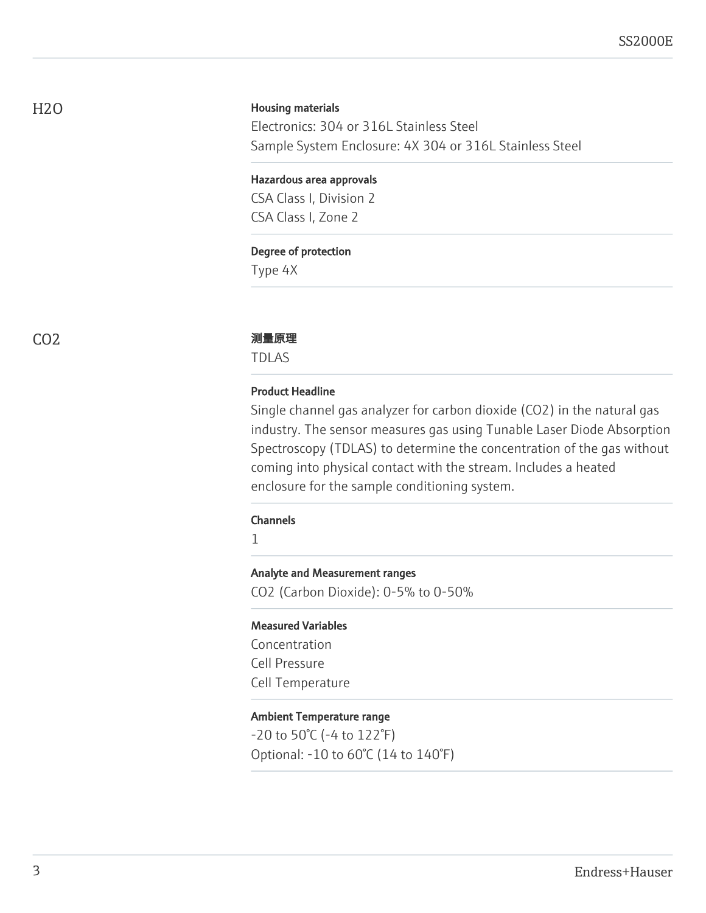## H2O

**Housing materials**

Electronics: 304 or 316L Stainless Steel
Sample System Enclosure: 4X 304 or 316L Stainless Steel

**Hazardous area approvals**

CSA Class I, Division 2
CSA Class I, Zone 2

**Degree of protection**

Type 4X

## CO2

**测量原理**

TDLAS

**Product Headline**

Single channel gas analyzer for carbon dioxide (CO2) in the natural gas industry. The sensor measures gas using Tunable Laser Diode Absorption Spectroscopy (TDLAS) to determine the concentration of the gas without coming into physical contact with the stream. Includes a heated enclosure for the sample conditioning system.

**Channels**

1

**Analyte and Measurement ranges**

CO2 (Carbon Dioxide): 0-5% to 0-50%

**Measured Variables**

Concentration
Cell Pressure
Cell Temperature

**Ambient Temperature range**

-20 to 50°C (-4 to 122°F)
Optional: -10 to 60°C (14 to 140°F)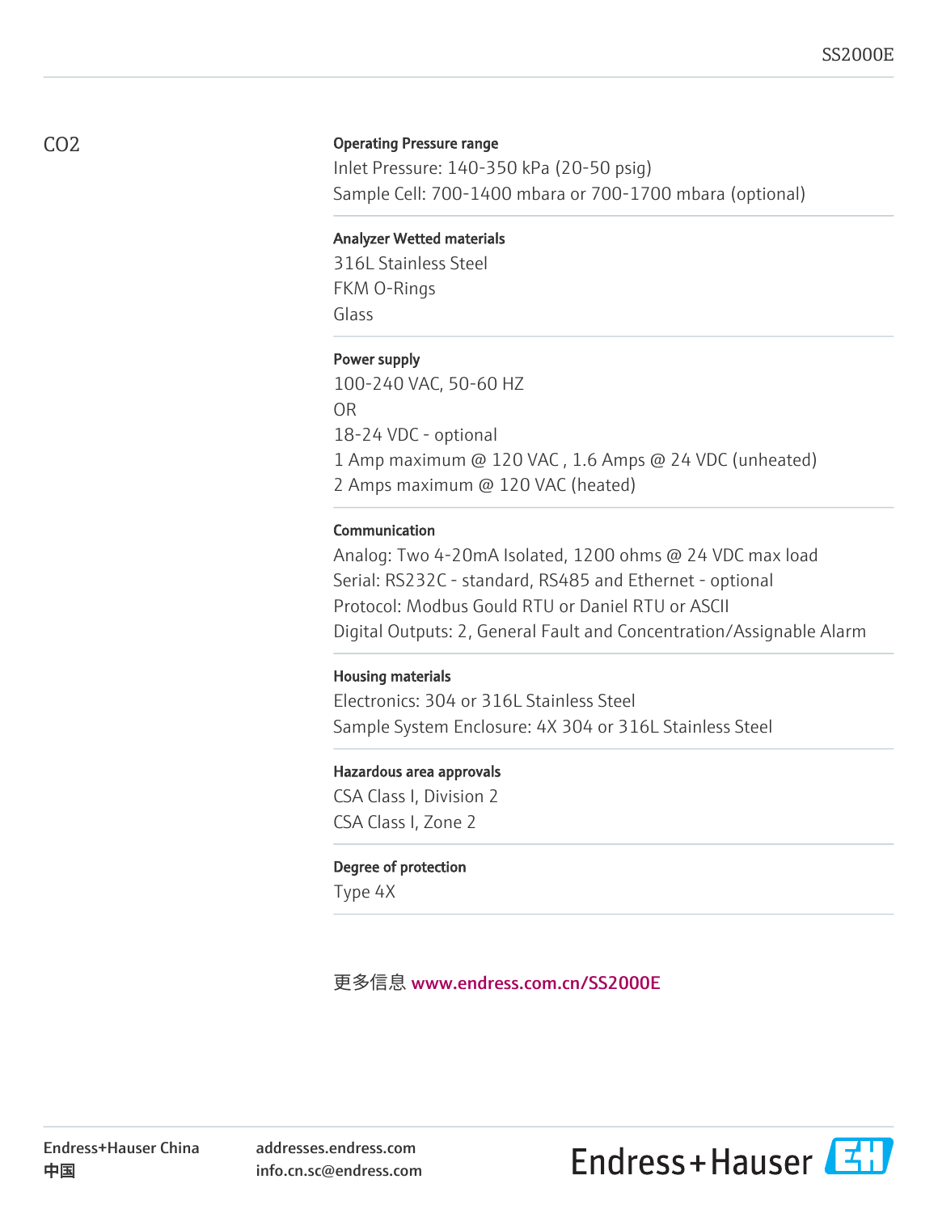## CO2

**Operating Pressure range**

Inlet Pressure: 140-350 kPa (20-50 psig)
Sample Cell: 700-1400 mbara or 700-1700 mbara (optional)

**Analyzer Wetted materials**

316L Stainless Steel
FKM O-Rings
Glass

**Power supply**

100-240 VAC, 50-60 HZ
OR
18-24 VDC - optional
1 Amp maximum @ 120 VAC , 1.6 Amps @ 24 VDC (unheated)
2 Amps maximum @ 120 VAC (heated)

**Communication**

Analog: Two 4-20mA Isolated, 1200 ohms @ 24 VDC max load
Serial: RS232C - standard, RS485 and Ethernet - optional
Protocol: Modbus Gould RTU or Daniel RTU or ASCII
Digital Outputs: 2, General Fault and Concentration/Assignable Alarm

**Housing materials**

Electronics: 304 or 316L Stainless Steel
Sample System Enclosure: 4X 304 or 316L Stainless Steel

**Hazardous area approvals**

CSA Class I, Division 2
CSA Class I, Zone 2

**Degree of protection**

Type 4X

更多信息 www.endress.com.cn/SS2000E

Endress+Hauser China
中国

addresses.endress.com
info.cn.sc@endress.com